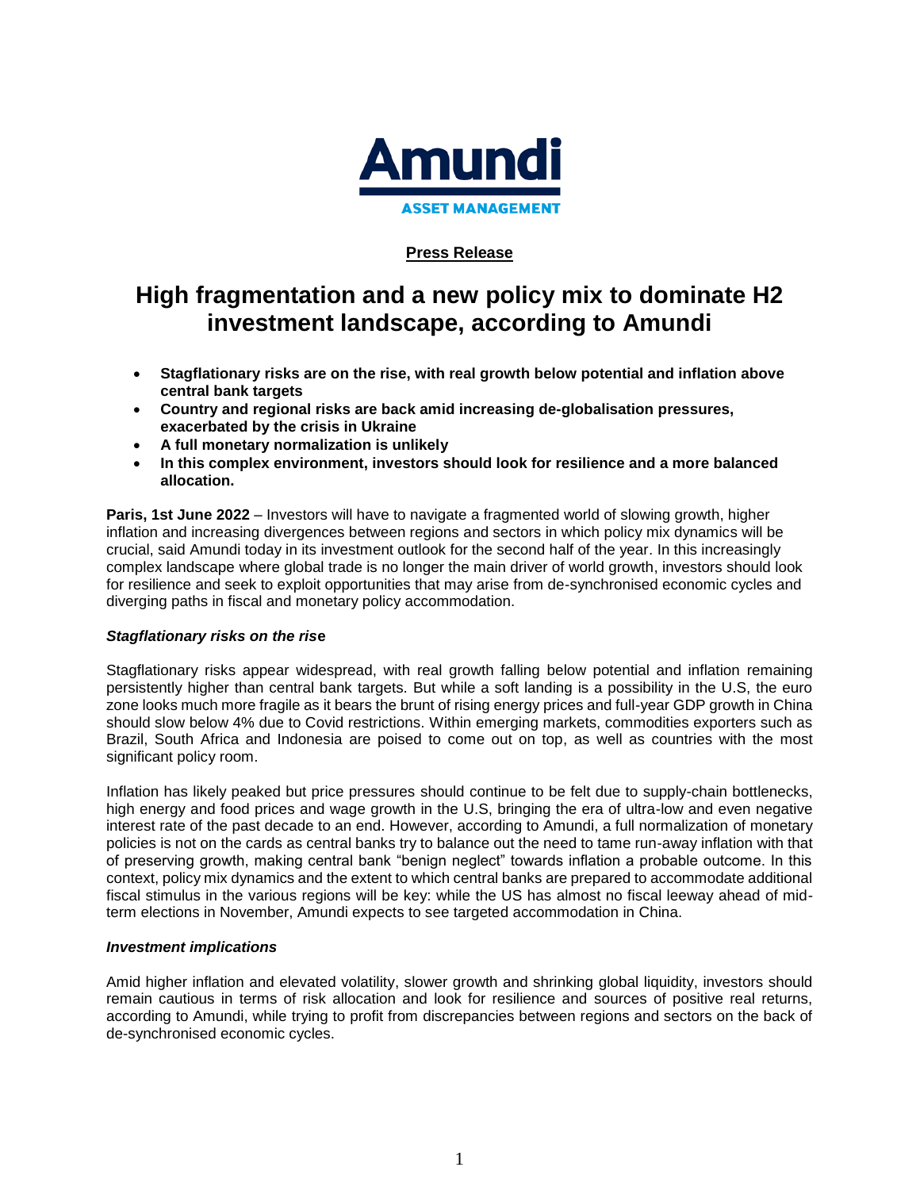Amundi

ASSET MANAGEMENT

**Press Release**

# High fragmentation and a new policy mix to dominate H2 investment landscape, according to Amundi

- **Stagflationary risks are on the rise, with real growth below potential and inflation above central bank targets**
- **Country and regional risks are back amid increasing de-globalisation pressures, exacerbated by the crisis in Ukraine**
- **A full monetary normalization is unlikely**
- **In this complex environment, investors should look for resilience and a more balanced allocation.**

**Paris, 1st June 2022** – Investors will have to navigate a fragmented world of slowing growth, higher inflation and increasing divergences between regions and sectors in which policy mix dynamics will be crucial, said Amundi today in its investment outlook for the second half of the year. In this increasingly complex landscape where global trade is no longer the main driver of world growth, investors should look for resilience and seek to exploit opportunities that may arise from de-synchronised economic cycles and diverging paths in fiscal and monetary policy accommodation.

### *Stagflationary risks on the rise*

Stagflationary risks appear widespread, with real growth falling below potential and inflation remaining persistently higher than central bank targets. But while a soft landing is a possibility in the U.S, the euro zone looks much more fragile as it bears the brunt of rising energy prices and full-year GDP growth in China should slow below 4% due to Covid restrictions. Within emerging markets, commodities exporters such as Brazil, South Africa and Indonesia are poised to come out on top, as well as countries with the most significant policy room.

Inflation has likely peaked but price pressures should continue to be felt due to supply-chain bottlenecks, high energy and food prices and wage growth in the U.S, bringing the era of ultra-low and even negative interest rate of the past decade to an end. However, according to Amundi, a full normalization of monetary policies is not on the cards as central banks try to balance out the need to tame run-away inflation with that of preserving growth, making central bank "benign neglect" towards inflation a probable outcome. In this context, policy mix dynamics and the extent to which central banks are prepared to accommodate additional fiscal stimulus in the various regions will be key: while the US has almost no fiscal leeway ahead of mid-term elections in November, Amundi expects to see targeted accommodation in China.

### *Investment implications*

Amid higher inflation and elevated volatility, slower growth and shrinking global liquidity, investors should remain cautious in terms of risk allocation and look for resilience and sources of positive real returns, according to Amundi, while trying to profit from discrepancies between regions and sectors on the back of de-synchronised economic cycles.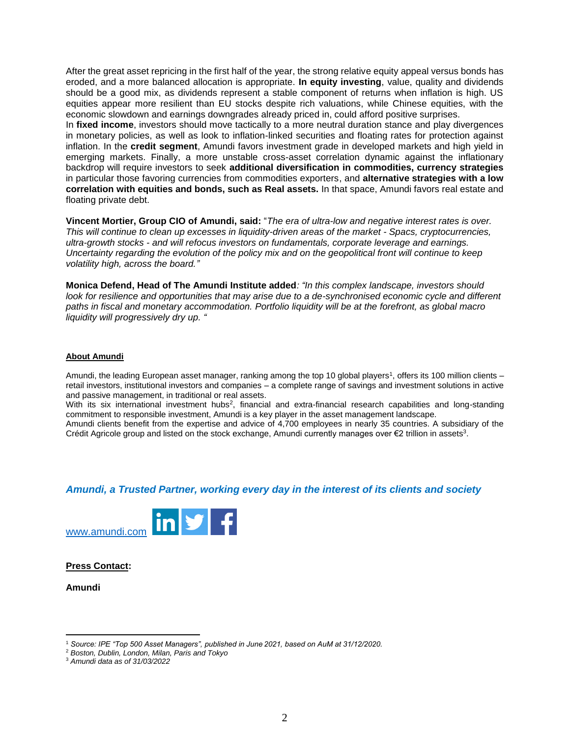After the great asset repricing in the first half of the year, the strong relative equity appeal versus bonds has eroded, and a more balanced allocation is appropriate. **In equity investing**, value, quality and dividends should be a good mix, as dividends represent a stable component of returns when inflation is high. US equities appear more resilient than EU stocks despite rich valuations, while Chinese equities, with the economic slowdown and earnings downgrades already priced in, could afford positive surprises.
In **fixed income**, investors should move tactically to a more neutral duration stance and play divergences in monetary policies, as well as look to inflation-linked securities and floating rates for protection against inflation. In the **credit segment**, Amundi favors investment grade in developed markets and high yield in emerging markets. Finally, a more unstable cross-asset correlation dynamic against the inflationary backdrop will require investors to seek **additional diversification in commodities, currency strategies** in particular those favoring currencies from commodities exporters, and **alternative strategies with a low correlation with equities and bonds, such as Real assets.** In that space, Amundi favors real estate and floating private debt.

**Vincent Mortier, Group CIO of Amundi, said:** "*The era of ultra-low and negative interest rates is over. This will continue to clean up excesses in liquidity-driven areas of the market - Spacs, cryptocurrencies, ultra-growth stocks - and will refocus investors on fundamentals, corporate leverage and earnings. Uncertainty regarding the evolution of the policy mix and on the geopolitical front will continue to keep volatility high, across the board."*

**Monica Defend, Head of The Amundi Institute added***: "In this complex landscape, investors should look for resilience and opportunities that may arise due to a de-synchronised economic cycle and different paths in fiscal and monetary accommodation. Portfolio liquidity will be at the forefront, as global macro liquidity will progressively dry up. "*

**About Amundi**

Amundi, the leading European asset manager, ranking among the top 10 global players[1], offers its 100 million clients – retail investors, institutional investors and companies – a complete range of savings and investment solutions in active and passive management, in traditional or real assets.
With its six international investment hubs[2], financial and extra-financial research capabilities and long-standing commitment to responsible investment, Amundi is a key player in the asset management landscape.
Amundi clients benefit from the expertise and advice of 4,700 employees in nearly 35 countries. A subsidiary of the Crédit Agricole group and listed on the stock exchange, Amundi currently manages over €2 trillion in assets[3].

***Amundi, a Trusted Partner, working every day in the interest of its clients and society***

www.amundi.com

**Press Contact:**

**Amundi**

[1] *Source: IPE "Top 500 Asset Managers", published in June 2021, based on AuM at 31/12/2020.*
[2] *Boston, Dublin, London, Milan, Paris and Tokyo*
[3] *Amundi data as of 31/03/2022*